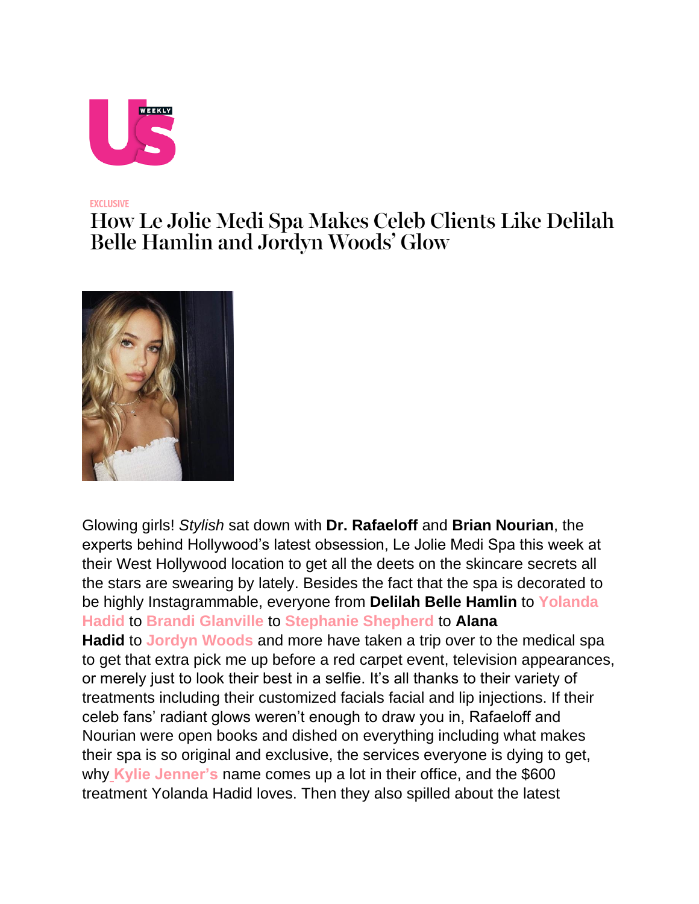EXCLUSIVE

# How Le Jolie Medi Spa Makes Celeb Clients Like Delilah Belle Hamlin and Jordyn Woods' Glow

Glowing girls! *Stylish* sat down with **Dr. Rafaeloff** and **Brian Nourian**, the experts behind Hollywood's latest obsession, Le Jolie Medi Spa this week at their West Hollywood location to get all the deets on the skincare secrets all the stars are swearing by lately. Besides the fact that the spa is decorated to be highly Instagrammable, everyone from **Delilah Belle Hamlin** to **Yolanda Hadid** to **Brandi Glanville** to **Stephanie Shepherd** to **Alana Hadid** to **Jordyn Woods** and more have taken a trip over to the medical spa to get that extra pick me up before a red carpet event, television appearances, or merely just to look their best in a selfie. It's all thanks to their variety of treatments including their customized facials facial and lip injections. If their celeb fans' radiant glows weren't enough to draw you in, Rafaeloff and Nourian were open books and dished on everything including what makes their spa is so original and exclusive, the services everyone is dying to get, why **Kylie Jenner's** name comes up a lot in their office, and the $600 treatment Yolanda Hadid loves. Then they also spilled about the latest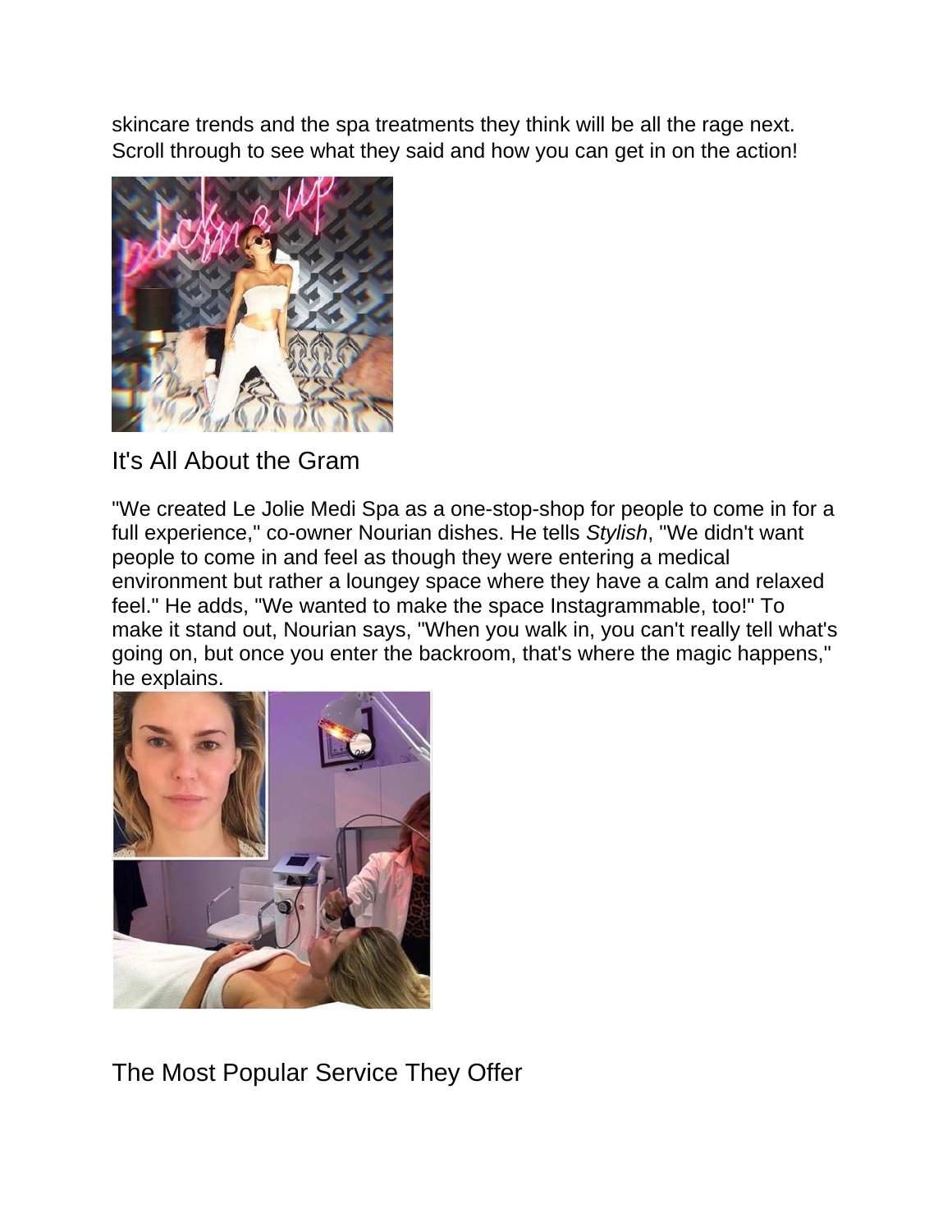skincare trends and the spa treatments they think will be all the rage next. Scroll through to see what they said and how you can get in on the action!

## It's All About the Gram

"We created Le Jolie Medi Spa as a one-stop-shop for people to come in for a full experience," co-owner Nourian dishes. He tells *Stylish*, "We didn't want people to come in and feel as though they were entering a medical environment but rather a loungey space where they have a calm and relaxed feel." He adds, "We wanted to make the space Instagrammable, too!" To make it stand out, Nourian says, "When you walk in, you can't really tell what's going on, but once you enter the backroom, that's where the magic happens," he explains.

## The Most Popular Service They Offer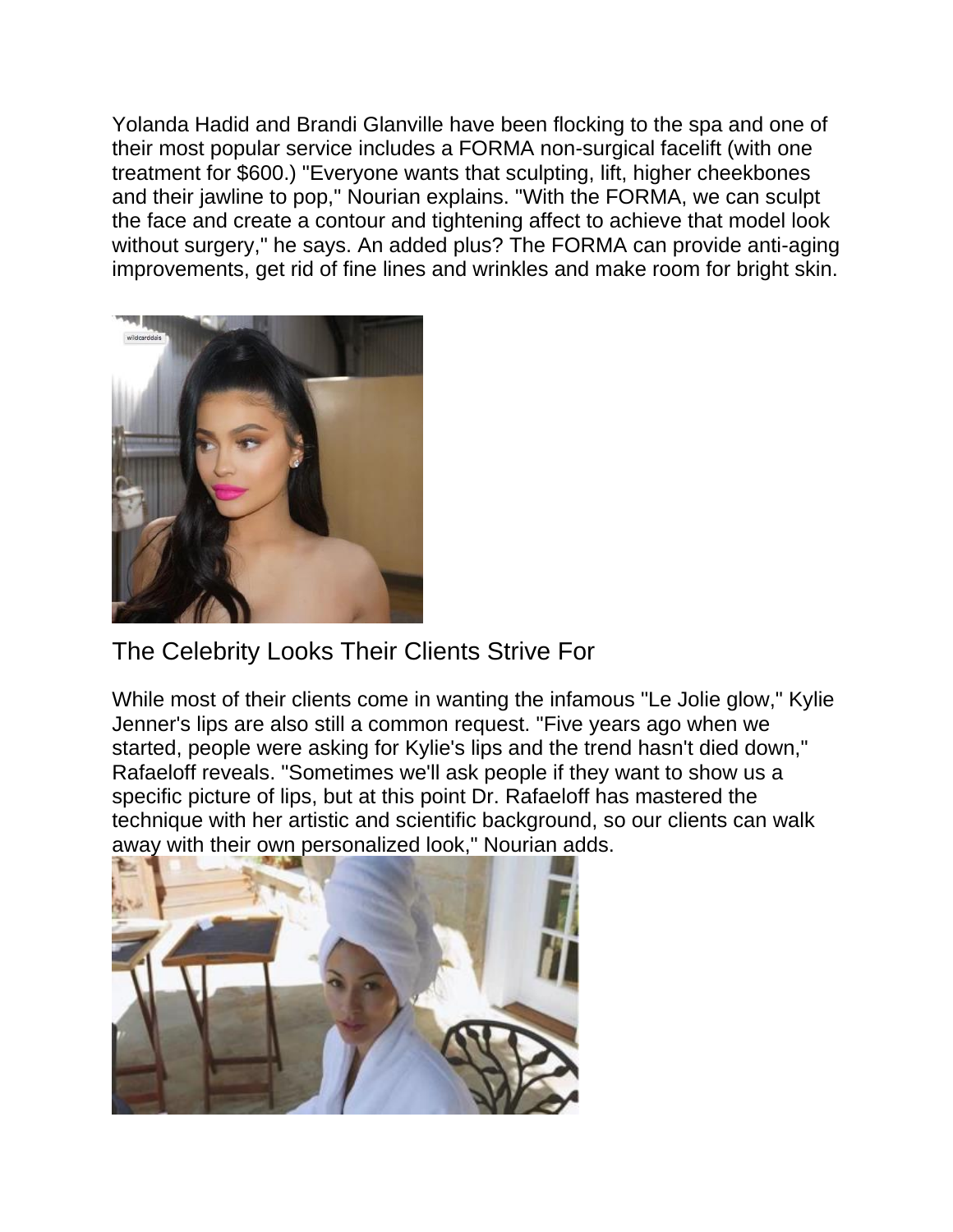Yolanda Hadid and Brandi Glanville have been flocking to the spa and one of their most popular service includes a FORMA non-surgical facelift (with one treatment for $600.) "Everyone wants that sculpting, lift, higher cheekbones and their jawline to pop," Nourian explains. "With the FORMA, we can sculpt the face and create a contour and tightening affect to achieve that model look without surgery," he says. An added plus? The FORMA can provide anti-aging improvements, get rid of fine lines and wrinkles and make room for bright skin.

## The Celebrity Looks Their Clients Strive For

While most of their clients come in wanting the infamous "Le Jolie glow," Kylie Jenner's lips are also still a common request. "Five years ago when we started, people were asking for Kylie's lips and the trend hasn't died down," Rafaeloff reveals. "Sometimes we'll ask people if they want to show us a specific picture of lips, but at this point Dr. Rafaeloff has mastered the technique with her artistic and scientific background, so our clients can walk away with their own personalized look," Nourian adds.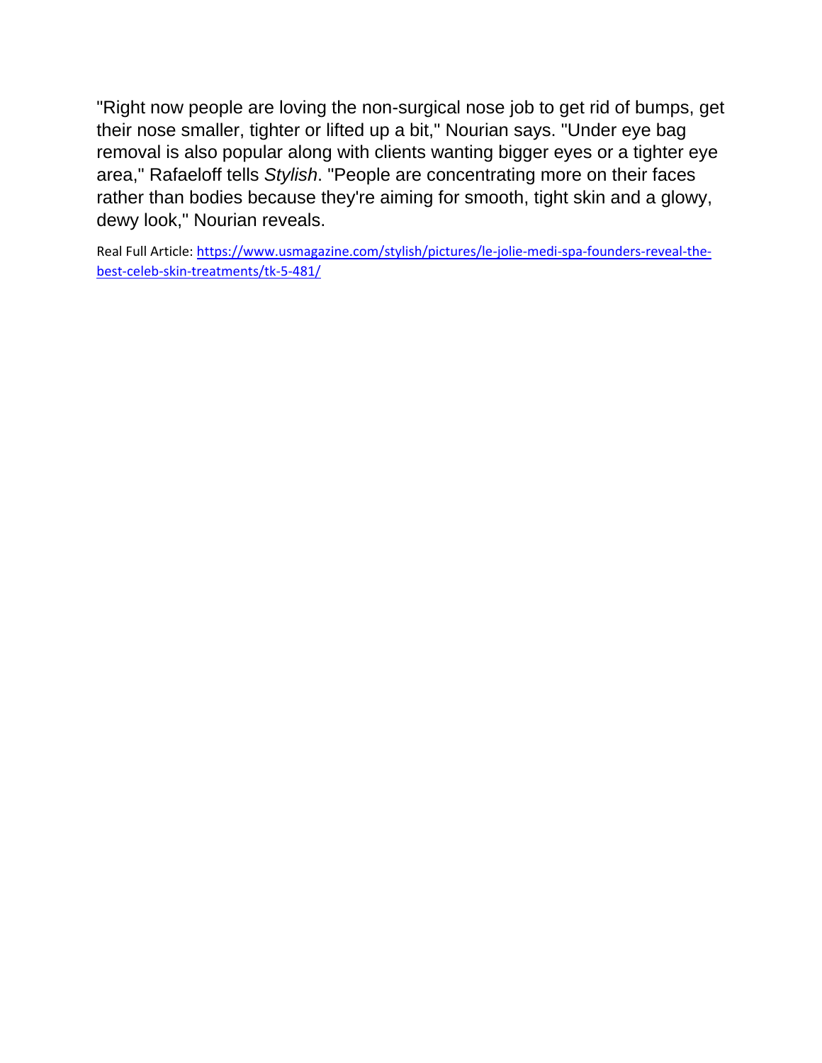"Right now people are loving the non-surgical nose job to get rid of bumps, get their nose smaller, tighter or lifted up a bit," Nourian says. "Under eye bag removal is also popular along with clients wanting bigger eyes or a tighter eye area," Rafaeloff tells *Stylish*. "People are concentrating more on their faces rather than bodies because they're aiming for smooth, tight skin and a glowy, dewy look," Nourian reveals.

Real Full Article: [https://www.usmagazine.com/stylish/pictures/le-jolie-medi-spa-founders-reveal-the-best-celeb-skin-treatments/tk-5-481/](https://www.usmagazine.com/stylish/pictures/le-jolie-medi-spa-founders-reveal-the-best-celeb-skin-treatments/tk-5-481/)